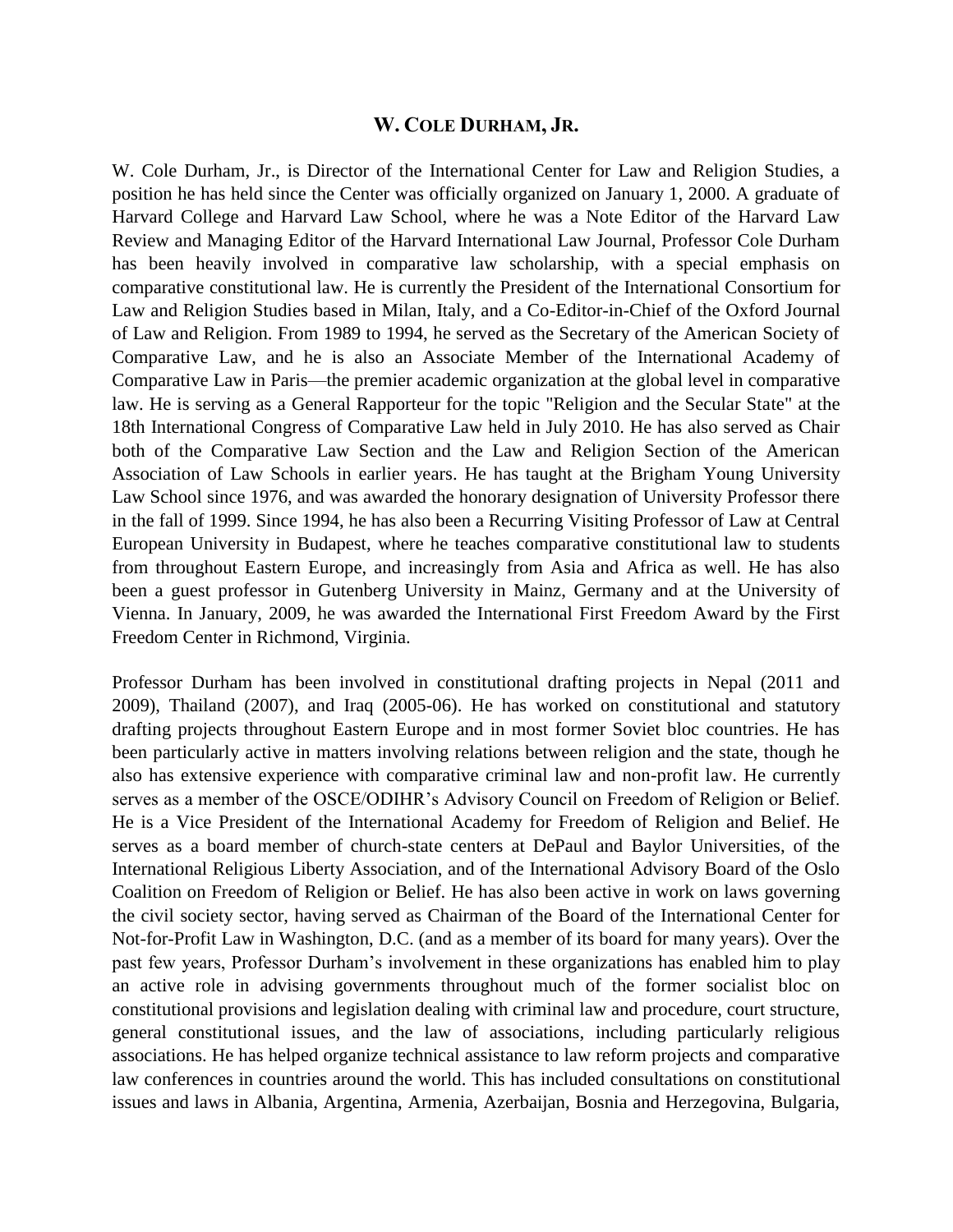# W. COLE DURHAM, JR.

W. Cole Durham, Jr., is Director of the International Center for Law and Religion Studies, a position he has held since the Center was officially organized on January 1, 2000. A graduate of Harvard College and Harvard Law School, where he was a Note Editor of the Harvard Law Review and Managing Editor of the Harvard International Law Journal, Professor Cole Durham has been heavily involved in comparative law scholarship, with a special emphasis on comparative constitutional law. He is currently the President of the International Consortium for Law and Religion Studies based in Milan, Italy, and a Co-Editor-in-Chief of the Oxford Journal of Law and Religion. From 1989 to 1994, he served as the Secretary of the American Society of Comparative Law, and he is also an Associate Member of the International Academy of Comparative Law in Paris—the premier academic organization at the global level in comparative law. He is serving as a General Rapporteur for the topic "Religion and the Secular State" at the 18th International Congress of Comparative Law held in July 2010. He has also served as Chair both of the Comparative Law Section and the Law and Religion Section of the American Association of Law Schools in earlier years. He has taught at the Brigham Young University Law School since 1976, and was awarded the honorary designation of University Professor there in the fall of 1999. Since 1994, he has also been a Recurring Visiting Professor of Law at Central European University in Budapest, where he teaches comparative constitutional law to students from throughout Eastern Europe, and increasingly from Asia and Africa as well. He has also been a guest professor in Gutenberg University in Mainz, Germany and at the University of Vienna. In January, 2009, he was awarded the International First Freedom Award by the First Freedom Center in Richmond, Virginia.

Professor Durham has been involved in constitutional drafting projects in Nepal (2011 and 2009), Thailand (2007), and Iraq (2005-06). He has worked on constitutional and statutory drafting projects throughout Eastern Europe and in most former Soviet bloc countries. He has been particularly active in matters involving relations between religion and the state, though he also has extensive experience with comparative criminal law and non-profit law. He currently serves as a member of the OSCE/ODIHR's Advisory Council on Freedom of Religion or Belief. He is a Vice President of the International Academy for Freedom of Religion and Belief. He serves as a board member of church-state centers at DePaul and Baylor Universities, of the International Religious Liberty Association, and of the International Advisory Board of the Oslo Coalition on Freedom of Religion or Belief. He has also been active in work on laws governing the civil society sector, having served as Chairman of the Board of the International Center for Not-for-Profit Law in Washington, D.C. (and as a member of its board for many years). Over the past few years, Professor Durham's involvement in these organizations has enabled him to play an active role in advising governments throughout much of the former socialist bloc on constitutional provisions and legislation dealing with criminal law and procedure, court structure, general constitutional issues, and the law of associations, including particularly religious associations. He has helped organize technical assistance to law reform projects and comparative law conferences in countries around the world. This has included consultations on constitutional issues and laws in Albania, Argentina, Armenia, Azerbaijan, Bosnia and Herzegovina, Bulgaria,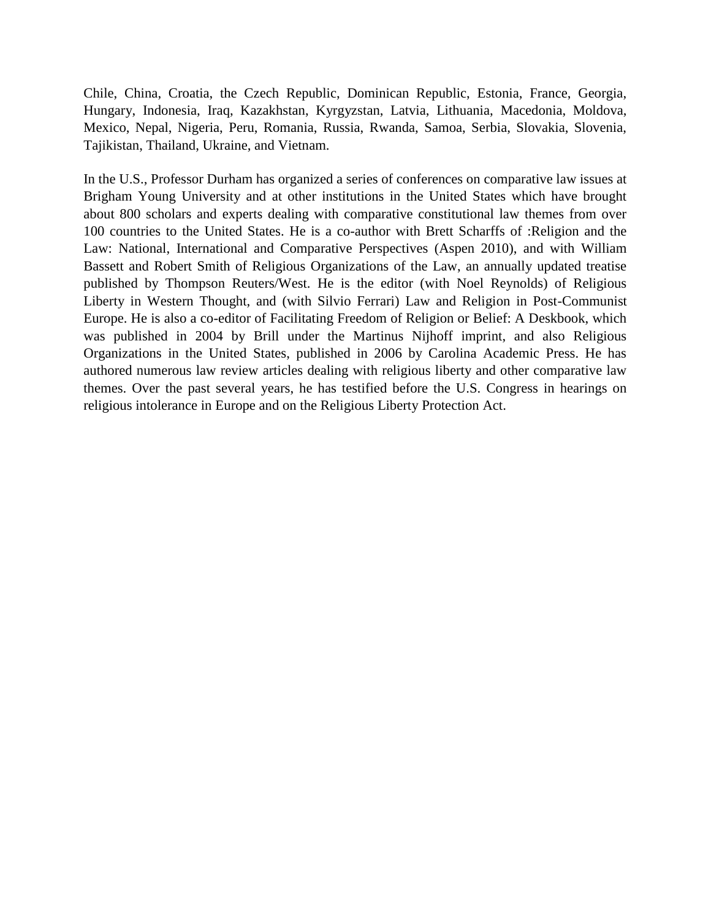Chile, China, Croatia, the Czech Republic, Dominican Republic, Estonia, France, Georgia, Hungary, Indonesia, Iraq, Kazakhstan, Kyrgyzstan, Latvia, Lithuania, Macedonia, Moldova, Mexico, Nepal, Nigeria, Peru, Romania, Russia, Rwanda, Samoa, Serbia, Slovakia, Slovenia, Tajikistan, Thailand, Ukraine, and Vietnam.

In the U.S., Professor Durham has organized a series of conferences on comparative law issues at Brigham Young University and at other institutions in the United States which have brought about 800 scholars and experts dealing with comparative constitutional law themes from over 100 countries to the United States. He is a co-author with Brett Scharffs of :Religion and the Law: National, International and Comparative Perspectives (Aspen 2010), and with William Bassett and Robert Smith of Religious Organizations of the Law, an annually updated treatise published by Thompson Reuters/West. He is the editor (with Noel Reynolds) of Religious Liberty in Western Thought, and (with Silvio Ferrari) Law and Religion in Post-Communist Europe. He is also a co-editor of Facilitating Freedom of Religion or Belief: A Deskbook, which was published in 2004 by Brill under the Martinus Nijhoff imprint, and also Religious Organizations in the United States, published in 2006 by Carolina Academic Press. He has authored numerous law review articles dealing with religious liberty and other comparative law themes. Over the past several years, he has testified before the U.S. Congress in hearings on religious intolerance in Europe and on the Religious Liberty Protection Act.